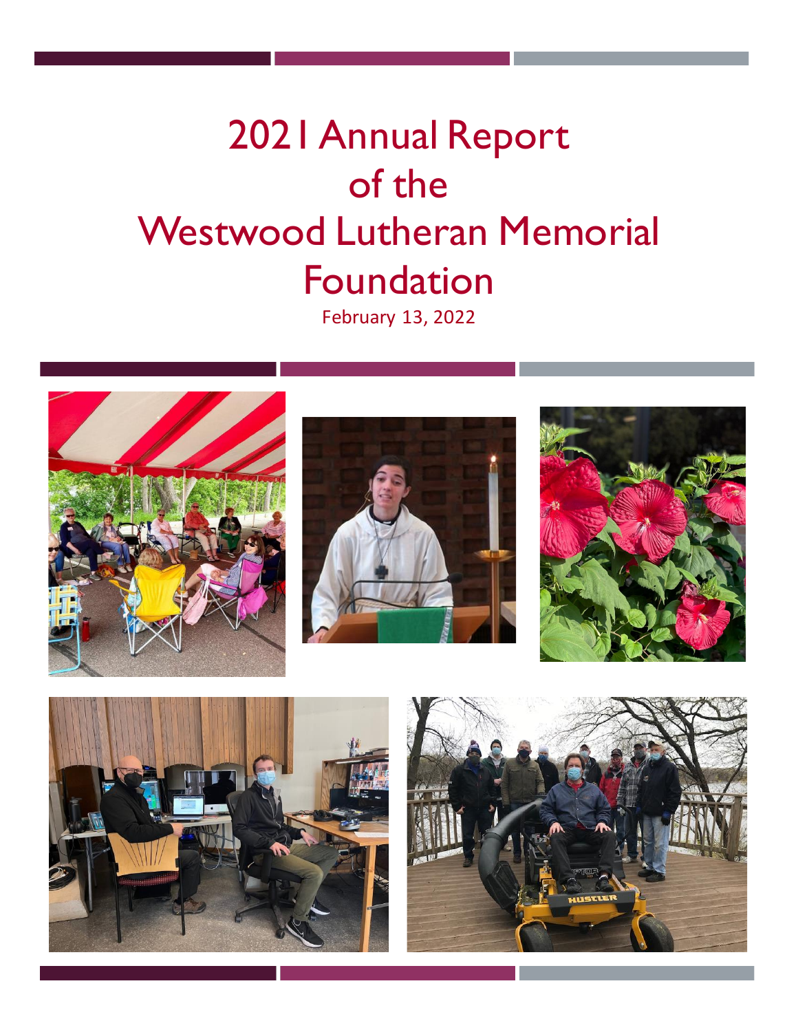# 2021 Annual Report of the Westwood Lutheran Memorial Foundation

February 13, 2022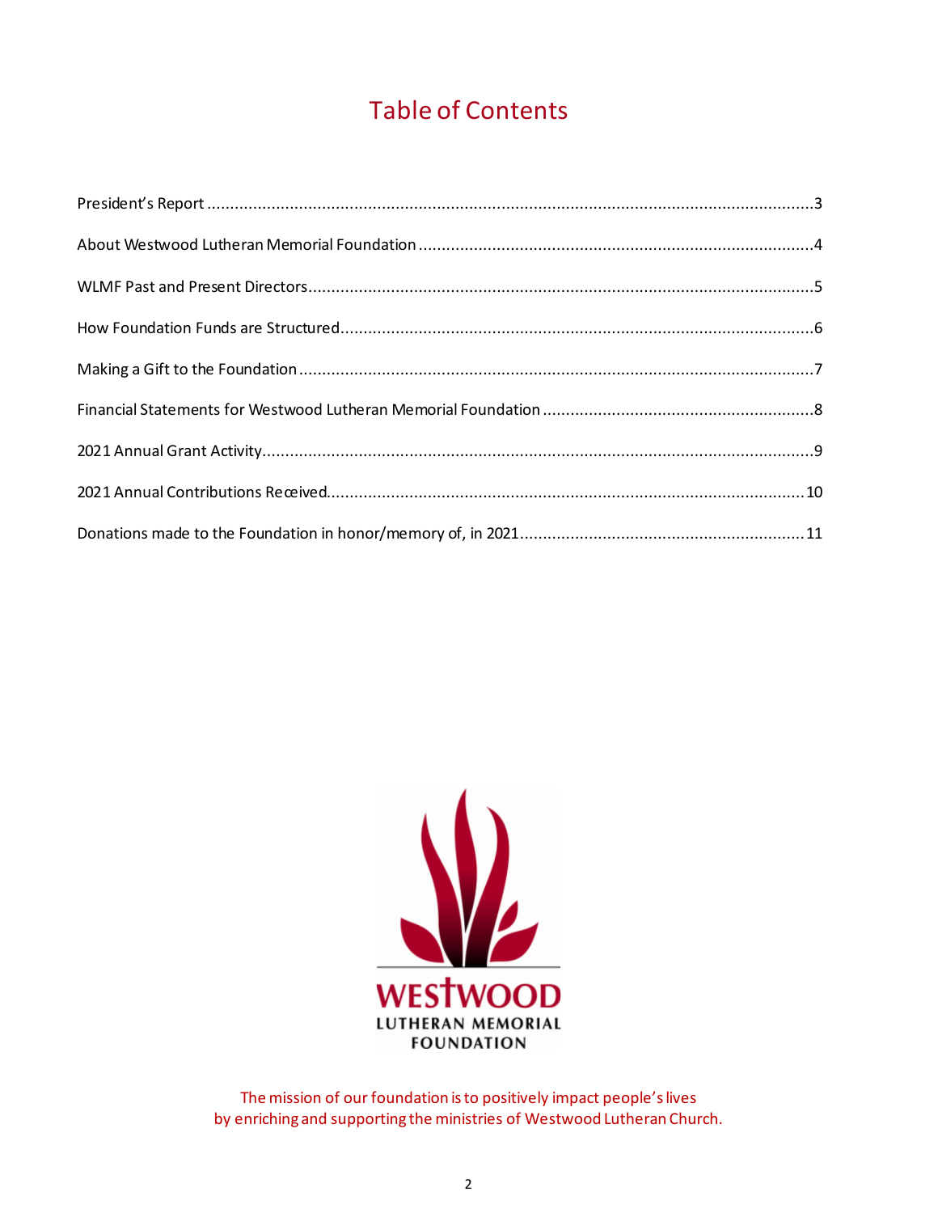# Table of Contents

| | |
|---|---|
| President's Report | 3 |
| About Westwood Lutheran Memorial Foundation | 4 |
| WLMF Past and Present Directors | 5 |
| How Foundation Funds are Structured | 6 |
| Making a Gift to the Foundation | 7 |
| Financial Statements for Westwood Lutheran Memorial Foundation | 8 |
| 2021 Annual Grant Activity | 9 |
| 2021 Annual Contributions Received | 10 |
| Donations made to the Foundation in honor/memory of, in 2021 | 11 |

WESTWOOD
LUTHERAN MEMORIAL
FOUNDATION

The mission of our foundation is to positively impact people's lives
by enriching and supporting the ministries of Westwood Lutheran Church.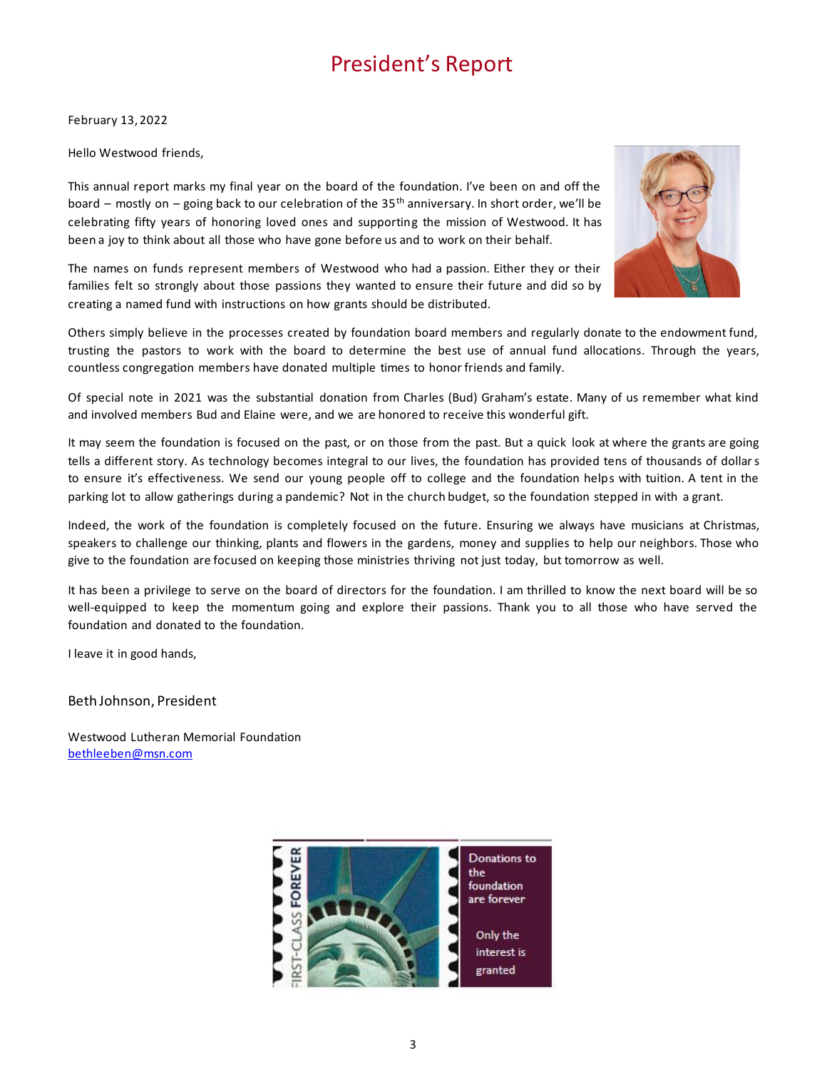# President's Report

February 13, 2022

Hello Westwood friends,

This annual report marks my final year on the board of the foundation. I've been on and off the board – mostly on – going back to our celebration of the 35th anniversary. In short order, we'll be celebrating fifty years of honoring loved ones and supporting the mission of Westwood. It has been a joy to think about all those who have gone before us and to work on their behalf.

The names on funds represent members of Westwood who had a passion. Either they or their families felt so strongly about those passions they wanted to ensure their future and did so by creating a named fund with instructions on how grants should be distributed.

Others simply believe in the processes created by foundation board members and regularly donate to the endowment fund, trusting the pastors to work with the board to determine the best use of annual fund allocations. Through the years, countless congregation members have donated multiple times to honor friends and family.

Of special note in 2021 was the substantial donation from Charles (Bud) Graham's estate. Many of us remember what kind and involved members Bud and Elaine were, and we are honored to receive this wonderful gift.

It may seem the foundation is focused on the past, or on those from the past. But a quick look at where the grants are going tells a different story. As technology becomes integral to our lives, the foundation has provided tens of thousands of dollars to ensure it's effectiveness. We send our young people off to college and the foundation helps with tuition. A tent in the parking lot to allow gatherings during a pandemic? Not in the church budget, so the foundation stepped in with a grant.

Indeed, the work of the foundation is completely focused on the future. Ensuring we always have musicians at Christmas, speakers to challenge our thinking, plants and flowers in the gardens, money and supplies to help our neighbors. Those who give to the foundation are focused on keeping those ministries thriving not just today, but tomorrow as well.

It has been a privilege to serve on the board of directors for the foundation. I am thrilled to know the next board will be so well-equipped to keep the momentum going and explore their passions. Thank you to all those who have served the foundation and donated to the foundation.

I leave it in good hands,

Beth Johnson, President

Westwood Lutheran Memorial Foundation
bethleeben@msn.com

FIRST-CLASS FOREVER

Donations to the foundation are forever

Only the interest is granted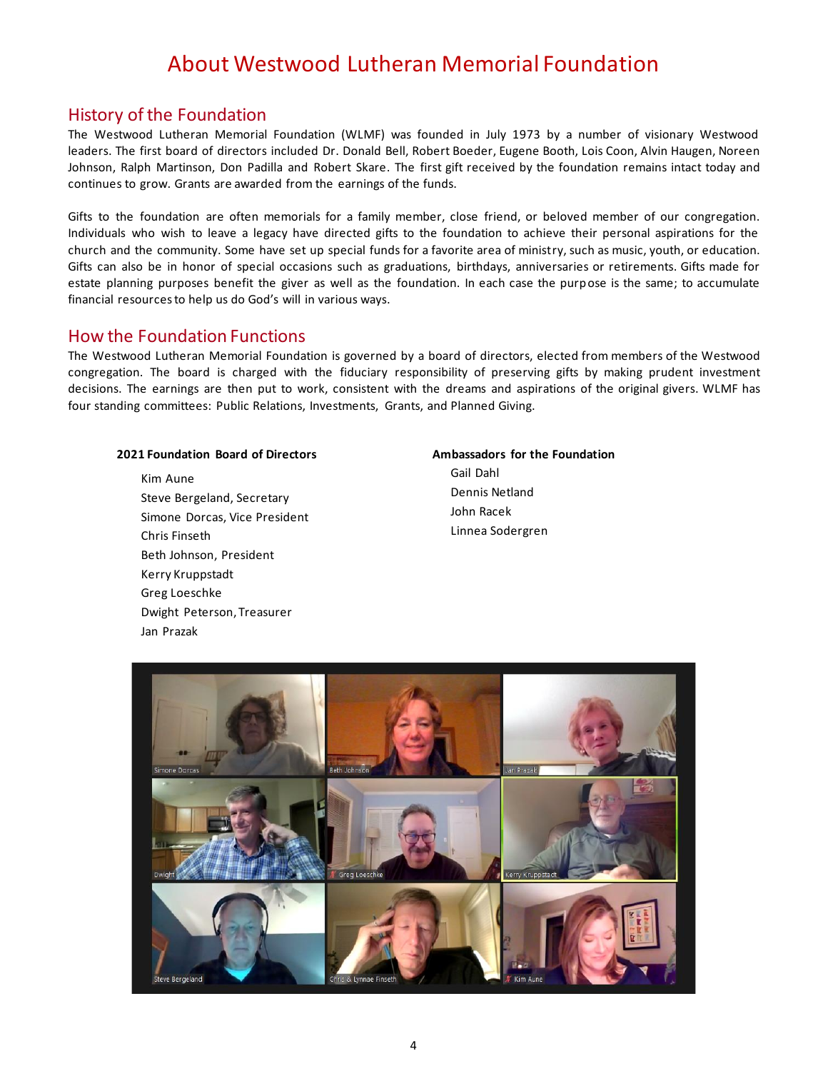# About Westwood Lutheran Memorial Foundation

## History of the Foundation

The Westwood Lutheran Memorial Foundation (WLMF) was founded in July 1973 by a number of visionary Westwood leaders. The first board of directors included Dr. Donald Bell, Robert Boeder, Eugene Booth, Lois Coon, Alvin Haugen, Noreen Johnson, Ralph Martinson, Don Padilla and Robert Skare. The first gift received by the foundation remains intact today and continues to grow. Grants are awarded from the earnings of the funds.

Gifts to the foundation are often memorials for a family member, close friend, or beloved member of our congregation. Individuals who wish to leave a legacy have directed gifts to the foundation to achieve their personal aspirations for the church and the community. Some have set up special funds for a favorite area of ministry, such as music, youth, or education. Gifts can also be in honor of special occasions such as graduations, birthdays, anniversaries or retirements. Gifts made for estate planning purposes benefit the giver as well as the foundation. In each case the purpose is the same; to accumulate financial resources to help us do God's will in various ways.

## How the Foundation Functions

The Westwood Lutheran Memorial Foundation is governed by a board of directors, elected from members of the Westwood congregation. The board is charged with the fiduciary responsibility of preserving gifts by making prudent investment decisions. The earnings are then put to work, consistent with the dreams and aspirations of the original givers. WLMF has four standing committees: Public Relations, Investments, Grants, and Planned Giving.

**2021 Foundation Board of Directors**

- Kim Aune
- Steve Bergeland, Secretary
- Simone Dorcas, Vice President
- Chris Finseth
- Beth Johnson, President
- Kerry Kruppstadt
- Greg Loeschke
- Dwight Peterson, Treasurer
- Jan Prazak

**Ambassadors for the Foundation**

- Gail Dahl
- Dennis Netland
- John Racek
- Linnea Sodergren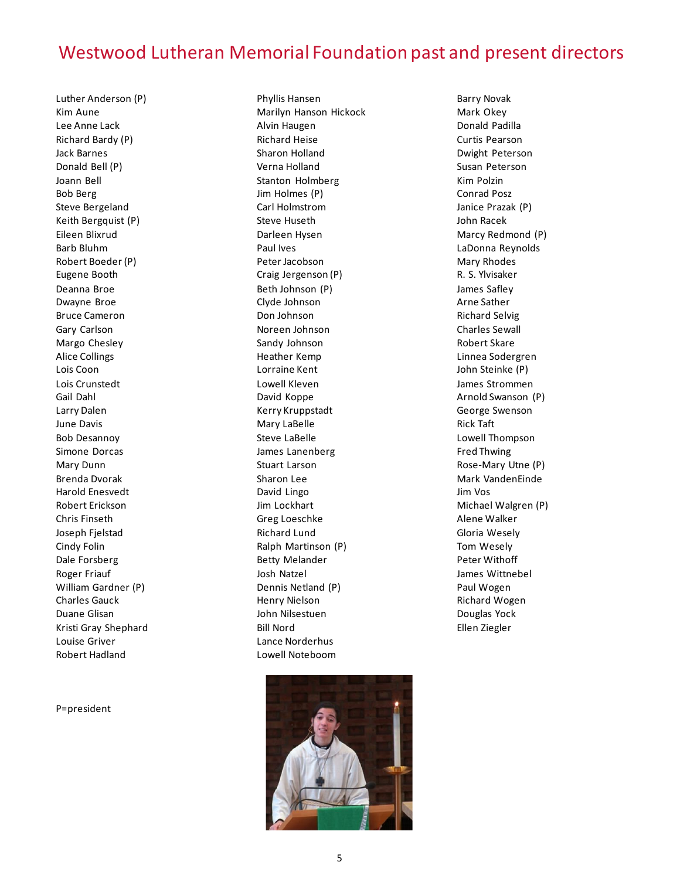# Westwood Lutheran Memorial Foundation past and present directors

Luther Anderson (P)
Kim Aune
Lee Anne Lack
Richard Bardy (P)
Jack Barnes
Donald Bell (P)
Joann Bell
Bob Berg
Steve Bergeland
Keith Bergquist (P)
Eileen Blixrud
Barb Bluhm
Robert Boeder (P)
Eugene Booth
Deanna Broe
Dwayne Broe
Bruce Cameron
Gary Carlson
Margo Chesley
Alice Collings
Lois Coon
Lois Crunstedt
Gail Dahl
Larry Dalen
June Davis
Bob Desannoy
Simone Dorcas
Mary Dunn
Brenda Dvorak
Harold Enesvedt
Robert Erickson
Chris Finseth
Joseph Fjelstad
Cindy Folin
Dale Forsberg
Roger Friauf
William Gardner (P)
Charles Gauck
Duane Glisan
Kristi Gray Shephard
Louise Griver
Robert Hadland

Phyllis Hansen
Marilyn Hanson Hickock
Alvin Haugen
Richard Heise
Sharon Holland
Verna Holland
Stanton Holmberg
Jim Holmes (P)
Carl Holmstrom
Steve Huseth
Darleen Hysen
Paul Ives
Peter Jacobson
Craig Jergenson (P)
Beth Johnson (P)
Clyde Johnson
Don Johnson
Noreen Johnson
Sandy Johnson
Heather Kemp
Lorraine Kent
Lowell Kleven
David Koppe
Kerry Kruppstadt
Mary LaBelle
Steve LaBelle
James Lanenberg
Stuart Larson
Sharon Lee
David Lingo
Jim Lockhart
Greg Loeschke
Richard Lund
Ralph Martinson (P)
Betty Melander
Josh Natzel
Dennis Netland (P)
Henry Nielson
John Nilsestuen
Bill Nord
Lance Norderhus
Lowell Noteboom

Barry Novak
Mark Okey
Donald Padilla
Curtis Pearson
Dwight Peterson
Susan Peterson
Kim Polzin
Conrad Posz
Janice Prazak (P)
John Racek
Marcy Redmond (P)
LaDonna Reynolds
Mary Rhodes
R. S. Ylvisaker
James Safley
Arne Sather
Richard Selvig
Charles Sewall
Robert Skare
Linnea Sodergren
John Steinke (P)
James Strommen
Arnold Swanson (P)
George Swenson
Rick Taft
Lowell Thompson
Fred Thwing
Rose-Mary Utne (P)
Mark VandenEinde
Jim Vos
Michael Walgren (P)
Alene Walker
Gloria Wesely
Tom Wesely
Peter Withoff
James Wittnebel
Paul Wogen
Richard Wogen
Douglas Yock
Ellen Ziegler

P=president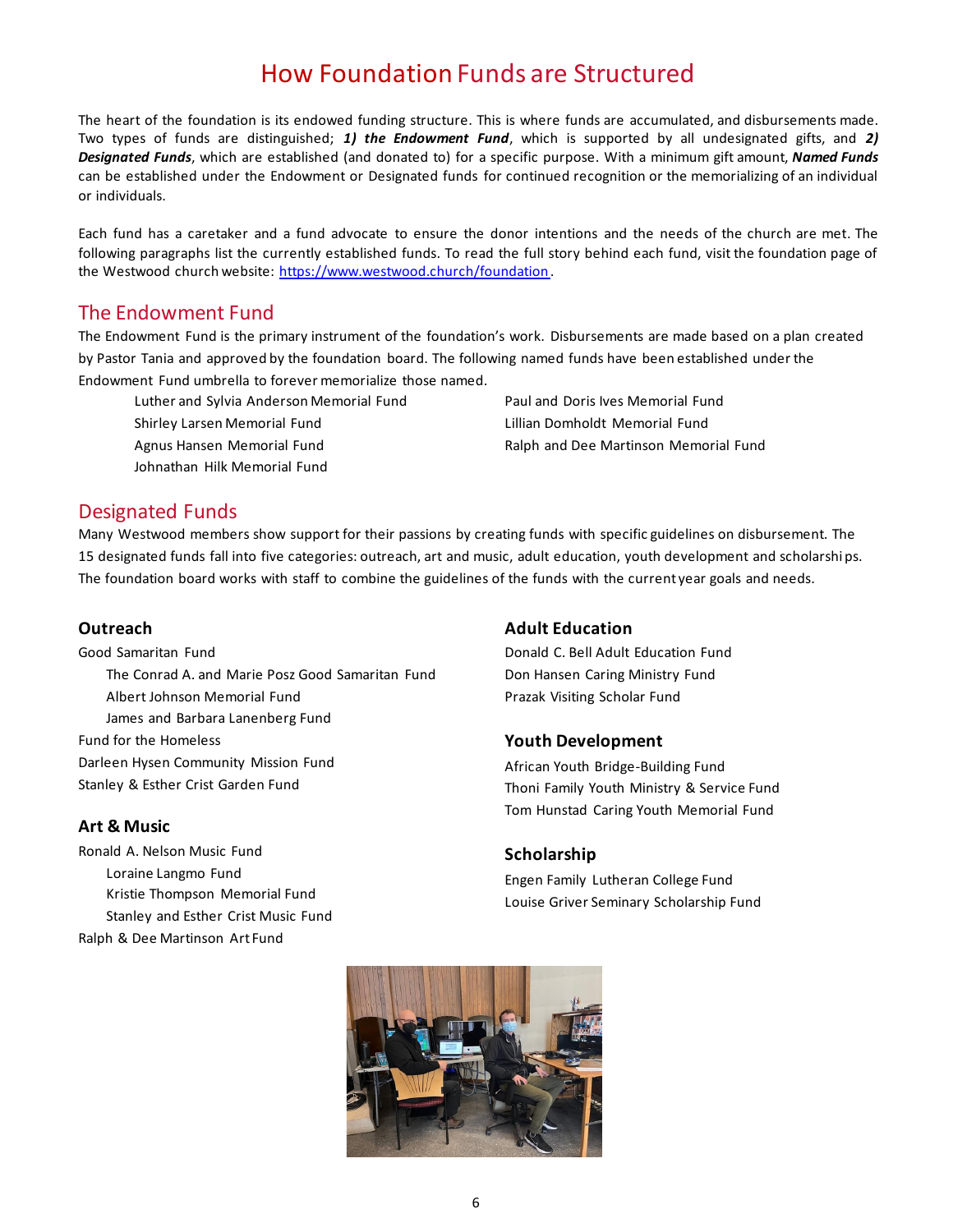# How Foundation Funds are Structured

The heart of the foundation is its endowed funding structure. This is where funds are accumulated, and disbursements made. Two types of funds are distinguished; ***1) the Endowment Fund***, which is supported by all undesignated gifts, and ***2) Designated Funds***, which are established (and donated to) for a specific purpose. With a minimum gift amount, ***Named Funds*** can be established under the Endowment or Designated funds for continued recognition or the memorializing of an individual or individuals.

Each fund has a caretaker and a fund advocate to ensure the donor intentions and the needs of the church are met. The following paragraphs list the currently established funds. To read the full story behind each fund, visit the foundation page of the Westwood church website: [https://www.westwood.church/foundation](https://www.westwood.church/foundation).

## The Endowment Fund

The Endowment Fund is the primary instrument of the foundation's work. Disbursements are made based on a plan created by Pastor Tania and approved by the foundation board. The following named funds have been established under the Endowment Fund umbrella to forever memorialize those named.

- Luther and Sylvia Anderson Memorial Fund
- Shirley Larsen Memorial Fund
- Agnus Hansen Memorial Fund
- Johnathan Hilk Memorial Fund
- Paul and Doris Ives Memorial Fund
- Lillian Domholdt Memorial Fund
- Ralph and Dee Martinson Memorial Fund

## Designated Funds

Many Westwood members show support for their passions by creating funds with specific guidelines on disbursement. The 15 designated funds fall into five categories: outreach, art and music, adult education, youth development and scholarships. The foundation board works with staff to combine the guidelines of the funds with the current year goals and needs.

### Outreach

- Good Samaritan Fund
  - The Conrad A. and Marie Posz Good Samaritan Fund
  - Albert Johnson Memorial Fund
  - James and Barbara Lanenberg Fund
- Fund for the Homeless
- Darleen Hysen Community Mission Fund
- Stanley & Esther Crist Garden Fund

### Art & Music

- Ronald A. Nelson Music Fund
  - Loraine Langmo Fund
  - Kristie Thompson Memorial Fund
  - Stanley and Esther Crist Music Fund
- Ralph & Dee Martinson Art Fund

### Adult Education

- Donald C. Bell Adult Education Fund
- Don Hansen Caring Ministry Fund
- Prazak Visiting Scholar Fund

### Youth Development

- African Youth Bridge-Building Fund
- Thoni Family Youth Ministry & Service Fund
- Tom Hunstad Caring Youth Memorial Fund

### Scholarship

- Engen Family Lutheran College Fund
- Louise Griver Seminary Scholarship Fund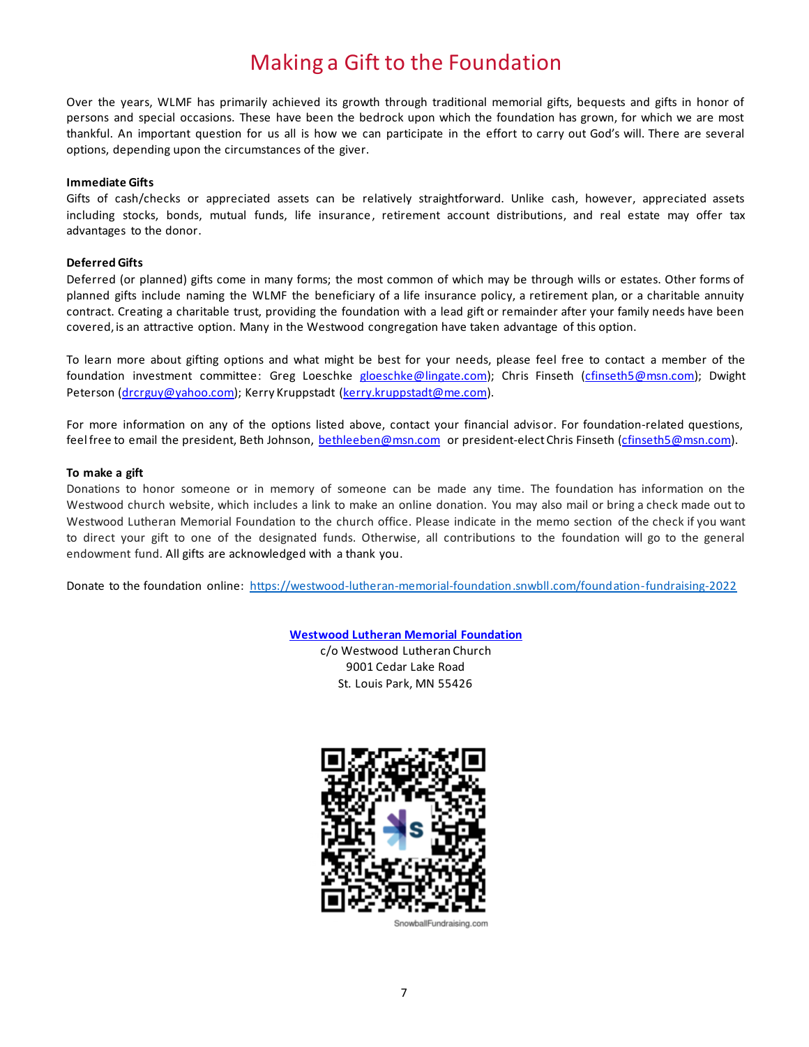# Making a Gift to the Foundation

Over the years, WLMF has primarily achieved its growth through traditional memorial gifts, bequests and gifts in honor of persons and special occasions. These have been the bedrock upon which the foundation has grown, for which we are most thankful. An important question for us all is how we can participate in the effort to carry out God's will. There are several options, depending upon the circumstances of the giver.

**Immediate Gifts**

Gifts of cash/checks or appreciated assets can be relatively straightforward. Unlike cash, however, appreciated assets including stocks, bonds, mutual funds, life insurance, retirement account distributions, and real estate may offer tax advantages to the donor.

**Deferred Gifts**

Deferred (or planned) gifts come in many forms; the most common of which may be through wills or estates. Other forms of planned gifts include naming the WLMF the beneficiary of a life insurance policy, a retirement plan, or a charitable annuity contract. Creating a charitable trust, providing the foundation with a lead gift or remainder after your family needs have been covered, is an attractive option. Many in the Westwood congregation have taken advantage of this option.

To learn more about gifting options and what might be best for your needs, please feel free to contact a member of the foundation investment committee: Greg Loeschke (gloeschke@lingate.com); Chris Finseth (cfinseth5@msn.com); Dwight Peterson (drcrguy@yahoo.com); Kerry Kruppstadt (kerry.kruppstadt@me.com).

For more information on any of the options listed above, contact your financial advisor. For foundation-related questions, feel free to email the president, Beth Johnson, bethleeben@msn.com or president-elect Chris Finseth (cfinseth5@msn.com).

**To make a gift**

Donations to honor someone or in memory of someone can be made any time. The foundation has information on the Westwood church website, which includes a link to make an online donation. You may also mail or bring a check made out to Westwood Lutheran Memorial Foundation to the church office. Please indicate in the memo section of the check if you want to direct your gift to one of the designated funds. Otherwise, all contributions to the foundation will go to the general endowment fund. All gifts are acknowledged with a thank you.

Donate to the foundation online: https://westwood-lutheran-memorial-foundation.snwbll.com/foundation-fundraising-2022

**Westwood Lutheran Memorial Foundation**
c/o Westwood Lutheran Church
9001 Cedar Lake Road
St. Louis Park, MN 55426

SnowballFundraising.com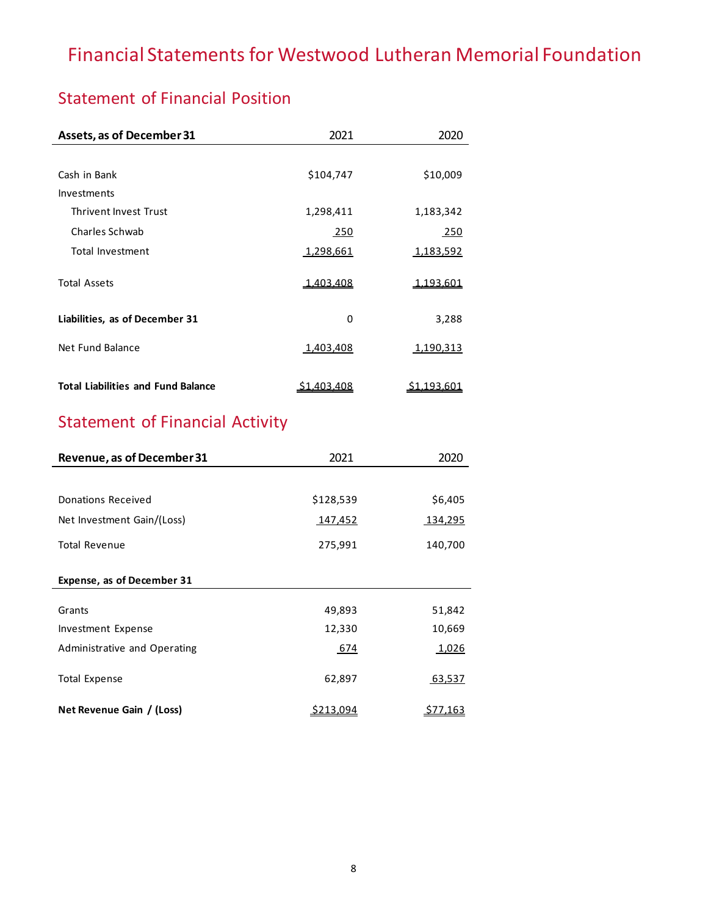# Financial Statements for Westwood Lutheran Memorial Foundation

## Statement of Financial Position

| Assets, as of December 31 | 2021 | 2020 |
|---|---|---|
| Cash in Bank | $104,747 | $10,009 |
| Investments | | |
| Thrivent Invest Trust | 1,298,411 | 1,183,342 |
| Charles Schwab | 250 | 250 |
| Total Investment | 1,298,661 | 1,183,592 |
| Total Assets | 1,403,408 | 1,193,601 |
| **Liabilities, as of December 31** | 0 | 3,288 |
| Net Fund Balance | 1,403,408 | 1,190,313 |
| **Total Liabilities and Fund Balance** | $1,403,408 | $1,193,601 |

## Statement of Financial Activity

| Revenue, as of December 31 | 2021 | 2020 |
|---|---|---|
| Donations Received | $128,539 | $6,405 |
| Net Investment Gain/(Loss) | 147,452 | 134,295 |
| Total Revenue | 275,991 | 140,700 |
| **Expense, as of December 31** | | |
| Grants | 49,893 | 51,842 |
| Investment Expense | 12,330 | 10,669 |
| Administrative and Operating | 674 | 1,026 |
| Total Expense | 62,897 | 63,537 |
| **Net Revenue Gain / (Loss)** | $213,094 | $77,163 |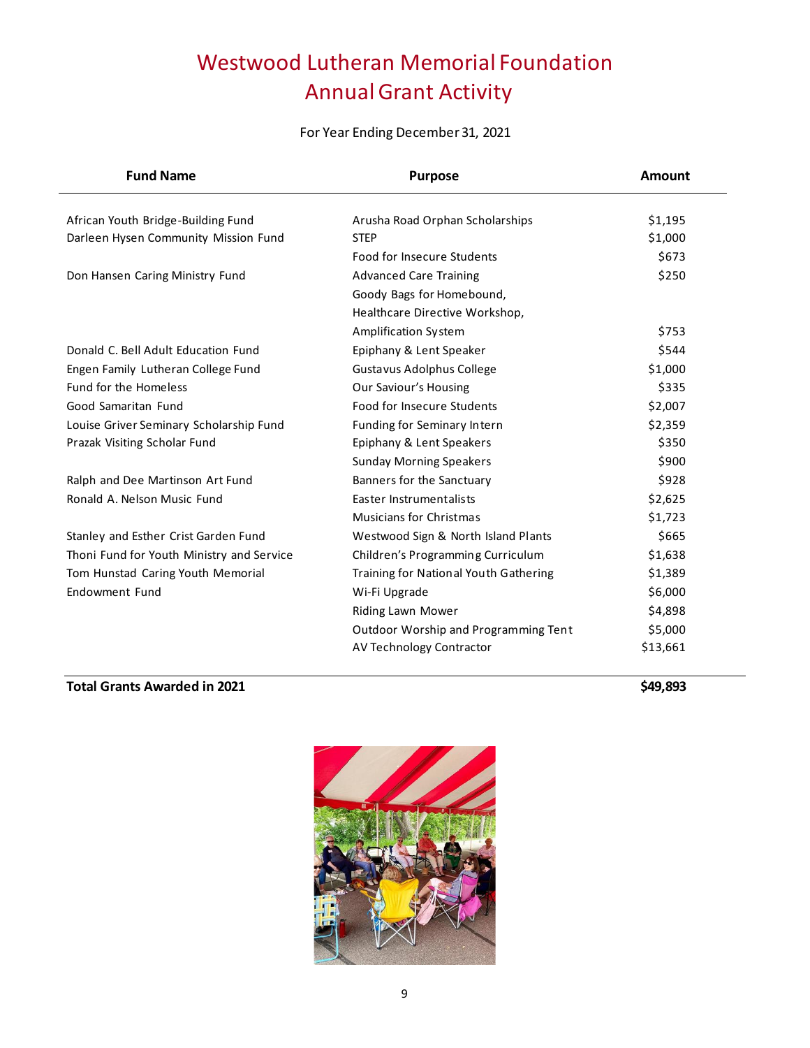# Westwood Lutheran Memorial Foundation
# Annual Grant Activity

For Year Ending December 31, 2021

| Fund Name | Purpose | Amount |
|---|---|---|
| African Youth Bridge-Building Fund | Arusha Road Orphan Scholarships | $1,195 |
| Darleen Hysen Community Mission Fund | STEP | $1,000 |
| | Food for Insecure Students | $673 |
| Don Hansen Caring Ministry Fund | Advanced Care Training | $250 |
| | Goody Bags for Homebound, Healthcare Directive Workshop, Amplification System | $753 |
| Donald C. Bell Adult Education Fund | Epiphany & Lent Speaker | $544 |
| Engen Family Lutheran College Fund | Gustavus Adolphus College | $1,000 |
| Fund for the Homeless | Our Saviour's Housing | $335 |
| Good Samaritan Fund | Food for Insecure Students | $2,007 |
| Louise Griver Seminary Scholarship Fund | Funding for Seminary Intern | $2,359 |
| Prazak Visiting Scholar Fund | Epiphany & Lent Speakers | $350 |
| | Sunday Morning Speakers | $900 |
| Ralph and Dee Martinson Art Fund | Banners for the Sanctuary | $928 |
| Ronald A. Nelson Music Fund | Easter Instrumentalists | $2,625 |
| | Musicians for Christmas | $1,723 |
| Stanley and Esther Crist Garden Fund | Westwood Sign & North Island Plants | $665 |
| Thoni Fund for Youth Ministry and Service | Children's Programming Curriculum | $1,638 |
| Tom Hunstad Caring Youth Memorial | Training for National Youth Gathering | $1,389 |
| Endowment Fund | Wi-Fi Upgrade | $6,000 |
| | Riding Lawn Mower | $4,898 |
| | Outdoor Worship and Programming Tent | $5,000 |
| | AV Technology Contractor | $13,661 |
| **Total Grants Awarded in 2021** | | **$49,893** |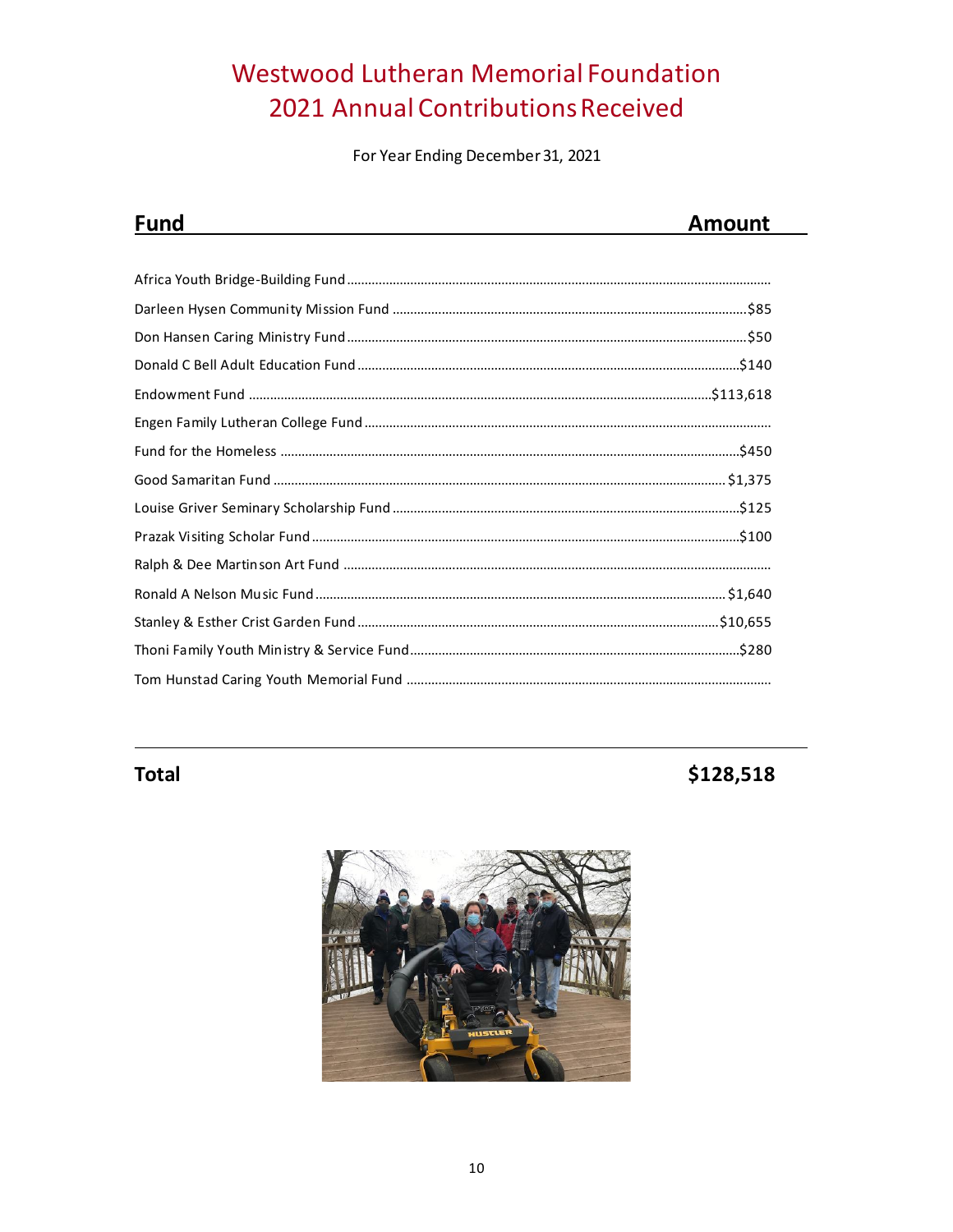# Westwood Lutheran Memorial Foundation
# 2021 Annual Contributions Received

For Year Ending December 31, 2021

| Fund | Amount |
|---|---|
| Africa Youth Bridge-Building Fund | |
| Darleen Hysen Community Mission Fund | $85 |
| Don Hansen Caring Ministry Fund | $50 |
| Donald C Bell Adult Education Fund | $140 |
| Endowment Fund | $113,618 |
| Engen Family Lutheran College Fund | |
| Fund for the Homeless | $450 |
| Good Samaritan Fund | $1,375 |
| Louise Griver Seminary Scholarship Fund | $125 |
| Prazak Visiting Scholar Fund | $100 |
| Ralph & Dee Martinson Art Fund | |
| Ronald A Nelson Music Fund | $1,640 |
| Stanley & Esther Crist Garden Fund | $10,655 |
| Thoni Family Youth Ministry & Service Fund | $280 |
| Tom Hunstad Caring Youth Memorial Fund | |
| **Total** | **$128,518** |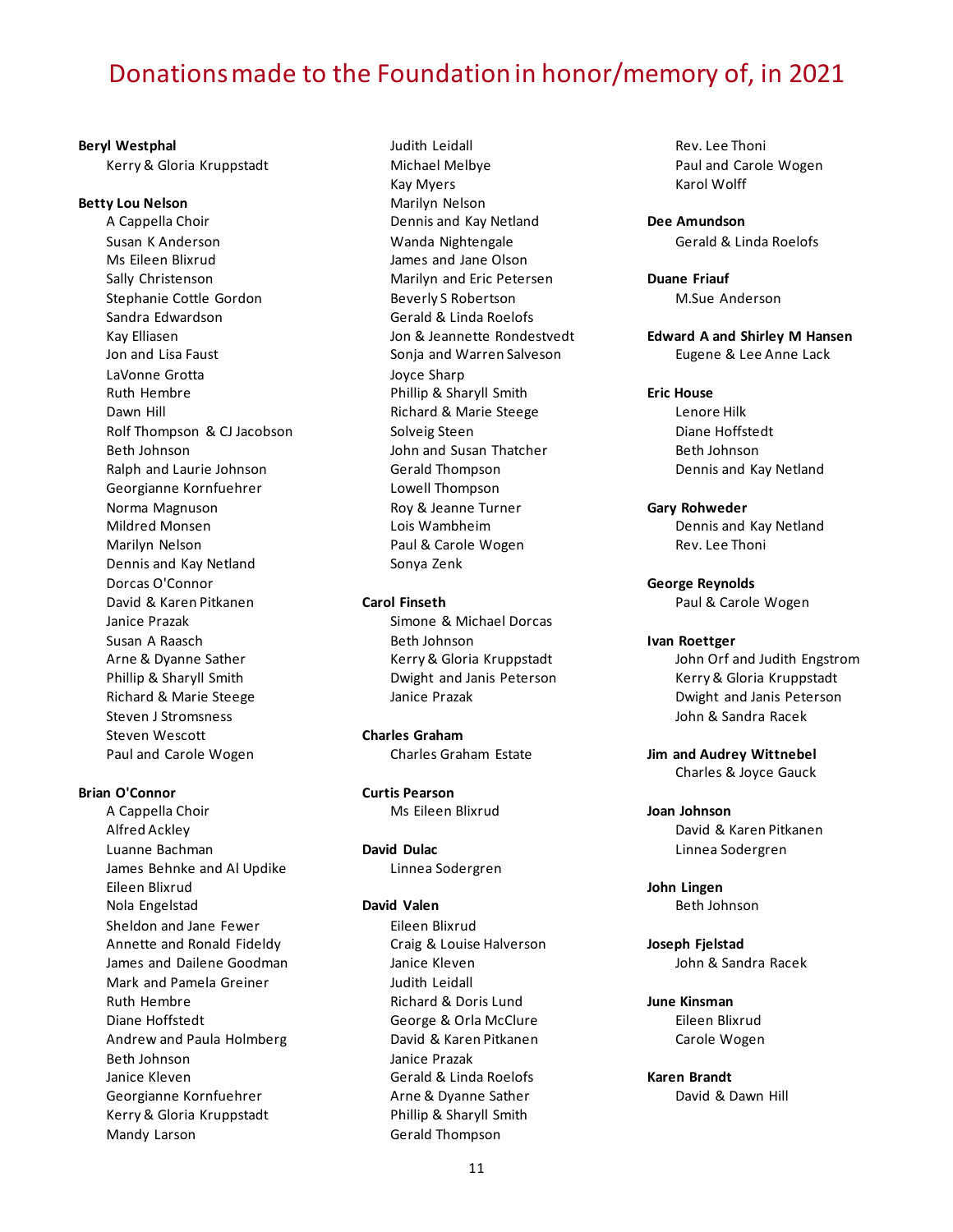# Donations made to the Foundation in honor/memory of, in 2021

**Beryl Westphal**
- Kerry & Gloria Kruppstadt

**Betty Lou Nelson**
- A Cappella Choir
- Susan K Anderson
- Ms Eileen Blixrud
- Sally Christenson
- Stephanie Cottle Gordon
- Sandra Edwardson
- Kay Elliasen
- Jon and Lisa Faust
- LaVonne Grotta
- Ruth Hembre
- Dawn Hill
- Rolf Thompson & CJ Jacobson
- Beth Johnson
- Ralph and Laurie Johnson
- Georgianne Kornfuehrer
- Norma Magnuson
- Mildred Monsen
- Marilyn Nelson
- Dennis and Kay Netland
- Dorcas O'Connor
- David & Karen Pitkanen
- Janice Prazak
- Susan A Raasch
- Arne & Dyanne Sather
- Phillip & Sharyll Smith
- Richard & Marie Steege
- Steven J Stromsness
- Steven Wescott
- Paul and Carole Wogen

**Brian O'Connor**
- A Cappella Choir
- Alfred Ackley
- Luanne Bachman
- James Behnke and Al Updike
- Eileen Blixrud
- Nola Engelstad
- Sheldon and Jane Fewer
- Annette and Ronald Fideldy
- James and Dailene Goodman
- Mark and Pamela Greiner
- Ruth Hembre
- Diane Hoffstedt
- Andrew and Paula Holmberg
- Beth Johnson
- Janice Kleven
- Georgianne Kornfuehrer
- Kerry & Gloria Kruppstadt
- Mandy Larson
- Judith Leidall
- Michael Melbye
- Kay Myers
- Marilyn Nelson
- Dennis and Kay Netland
- Wanda Nightengale
- James and Jane Olson
- Marilyn and Eric Petersen
- Beverly S Robertson
- Gerald & Linda Roelofs
- Jon & Jeannette Rondestvedt
- Sonja and Warren Salveson
- Joyce Sharp
- Phillip & Sharyll Smith
- Richard & Marie Steege
- Solveig Steen
- John and Susan Thatcher
- Gerald Thompson
- Lowell Thompson
- Roy & Jeanne Turner
- Lois Wambheim
- Paul & Carole Wogen
- Sonya Zenk

**Carol Finseth**
- Simone & Michael Dorcas
- Beth Johnson
- Kerry & Gloria Kruppstadt
- Dwight and Janis Peterson
- Janice Prazak

**Charles Graham**
- Charles Graham Estate

**Curtis Pearson**
- Ms Eileen Blixrud

**David Dulac**
- Linnea Sodergren

**David Valen**
- Eileen Blixrud
- Craig & Louise Halverson
- Janice Kleven
- Judith Leidall
- Richard & Doris Lund
- George & Orla McClure
- David & Karen Pitkanen
- Janice Prazak
- Gerald & Linda Roelofs
- Arne & Dyanne Sather
- Phillip & Sharyll Smith
- Gerald Thompson
- Rev. Lee Thoni
- Paul and Carole Wogen
- Karol Wolff

**Dee Amundson**
- Gerald & Linda Roelofs

**Duane Friauf**
- M.Sue Anderson

**Edward A and Shirley M Hansen**
- Eugene & Lee Anne Lack

**Eric House**
- Lenore Hilk
- Diane Hoffstedt
- Beth Johnson
- Dennis and Kay Netland

**Gary Rohweder**
- Dennis and Kay Netland
- Rev. Lee Thoni

**George Reynolds**
- Paul & Carole Wogen

**Ivan Roettger**
- John Orf and Judith Engstrom
- Kerry & Gloria Kruppstadt
- Dwight and Janis Peterson
- John & Sandra Racek

**Jim and Audrey Wittnebel**
- Charles & Joyce Gauck

**Joan Johnson**
- David & Karen Pitkanen
- Linnea Sodergren

**John Lingen**
- Beth Johnson

**Joseph Fjelstad**
- John & Sandra Racek

**June Kinsman**
- Eileen Blixrud
- Carole Wogen

**Karen Brandt**
- David & Dawn Hill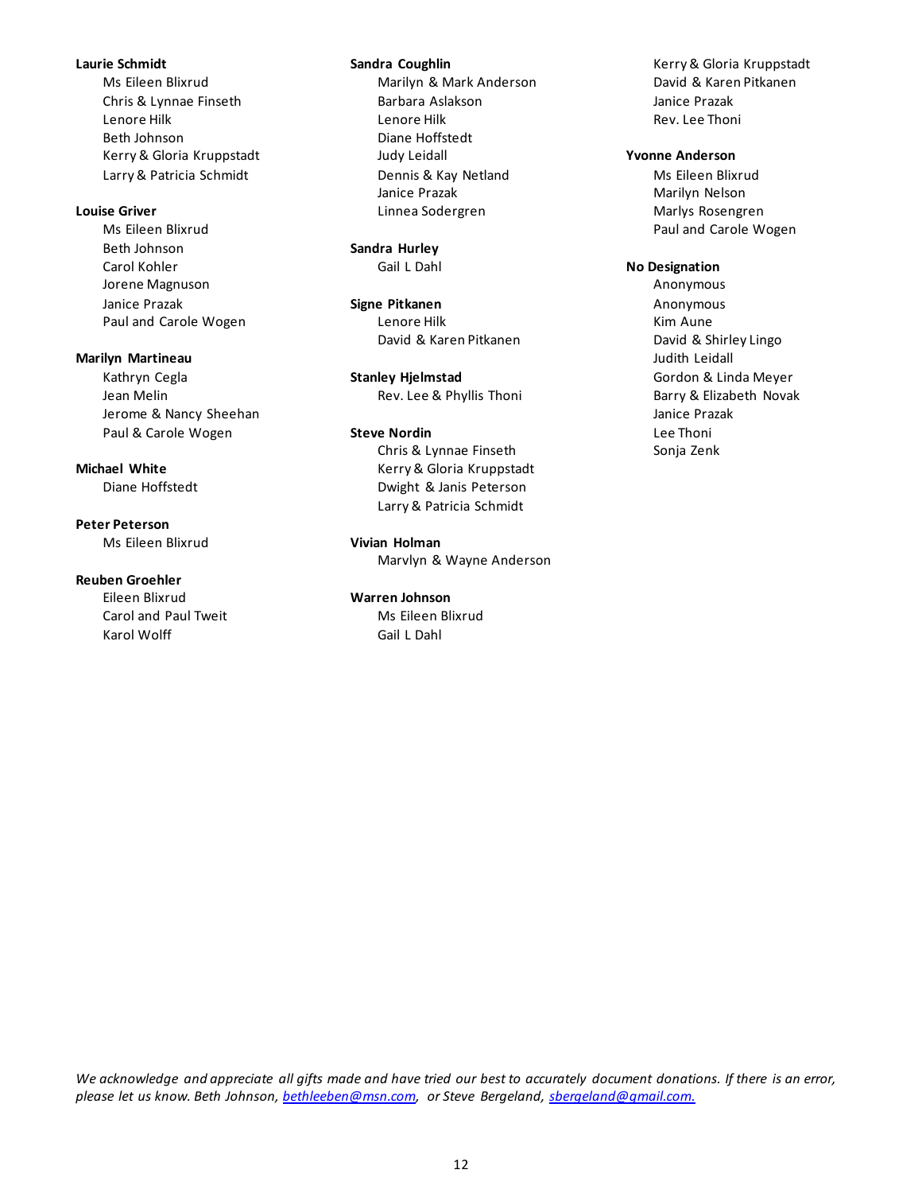**Laurie Schmidt**

Ms Eileen Blixrud
Chris & Lynnae Finseth
Lenore Hilk
Beth Johnson
Kerry & Gloria Kruppstadt
Larry & Patricia Schmidt

**Louise Griver**

Ms Eileen Blixrud
Beth Johnson
Carol Kohler
Jorene Magnuson
Janice Prazak
Paul and Carole Wogen

**Marilyn Martineau**

Kathryn Cegla
Jean Melin
Jerome & Nancy Sheehan
Paul & Carole Wogen

**Michael White**

Diane Hoffstedt

**Peter Peterson**

Ms Eileen Blixrud

**Reuben Groehler**

Eileen Blixrud
Carol and Paul Tweit
Karol Wolff

**Sandra Coughlin**

Marilyn & Mark Anderson
Barbara Aslakson
Lenore Hilk
Diane Hoffstedt
Judy Leidall
Dennis & Kay Netland
Janice Prazak
Linnea Sodergren

**Sandra Hurley**

Gail L Dahl

**Signe Pitkanen**

Lenore Hilk
David & Karen Pitkanen

**Stanley Hjelmstad**

Rev. Lee & Phyllis Thoni

**Steve Nordin**

Chris & Lynnae Finseth
Kerry & Gloria Kruppstadt
Dwight & Janis Peterson
Larry & Patricia Schmidt

**Vivian Holman**

Marvlyn & Wayne Anderson

**Warren Johnson**

Ms Eileen Blixrud
Gail L Dahl
Kerry & Gloria Kruppstadt
David & Karen Pitkanen
Janice Prazak
Rev. Lee Thoni

**Yvonne Anderson**

Ms Eileen Blixrud
Marilyn Nelson
Marlys Rosengren
Paul and Carole Wogen

**No Designation**

Anonymous
Anonymous
Kim Aune
David & Shirley Lingo
Judith Leidall
Gordon & Linda Meyer
Barry & Elizabeth Novak
Janice Prazak
Lee Thoni
Sonja Zenk

*We acknowledge and appreciate all gifts made and have tried our best to accurately document donations. If there is an error, please let us know. Beth Johnson, bethleeben@msn.com, or Steve Bergeland, sbergeland@gmail.com.*